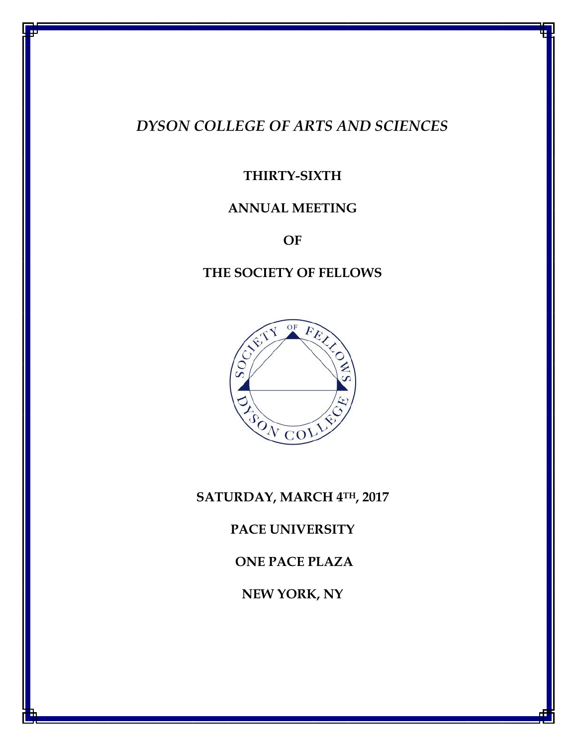*DYSON COLLEGE OF ARTS AND SCIENCES*

**THIRTY-SIXTH**

**ANNUAL MEETING**

**OF**

**THE SOCIETY OF FELLOWS**

**SATURDAY, MARCH 4TH, 2017**

**PACE UNIVERSITY**

**ONE PACE PLAZA**

**NEW YORK, NY**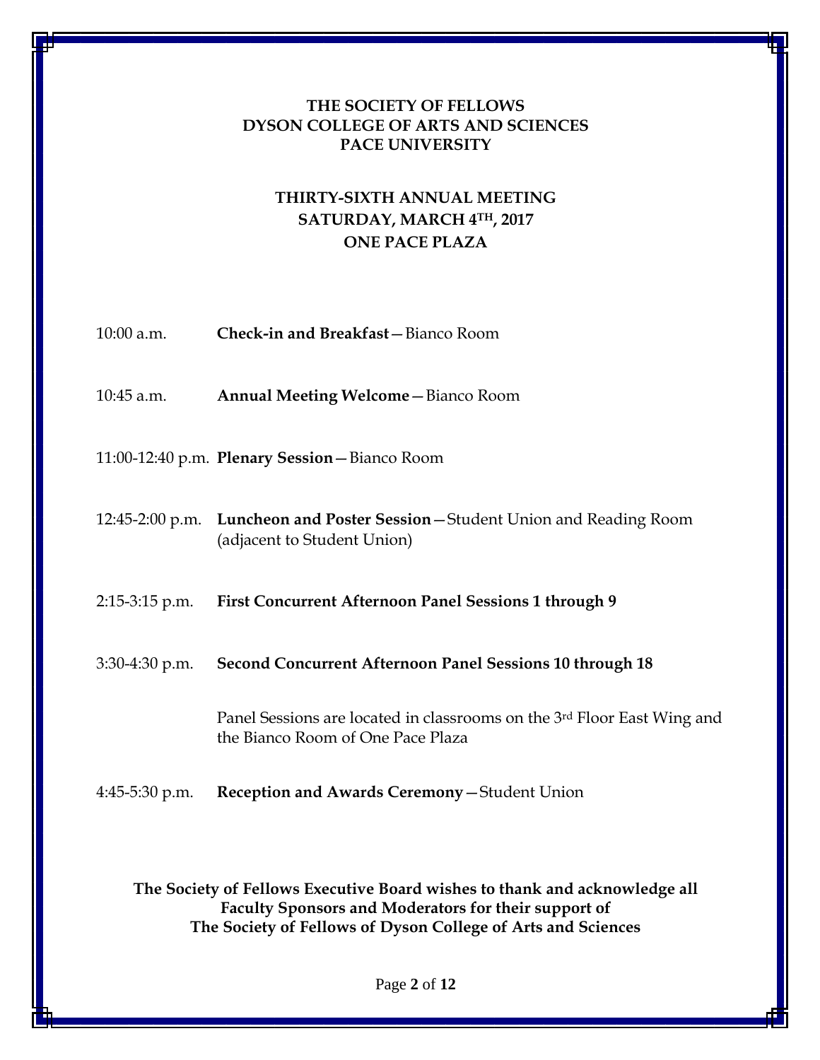**THE SOCIETY OF FELLOWS**
**DYSON COLLEGE OF ARTS AND SCIENCES**
**PACE UNIVERSITY**

**THIRTY-SIXTH ANNUAL MEETING**
**SATURDAY, MARCH 4TH, 2017**
**ONE PACE PLAZA**

| | |
|---|---|
| 10:00 a.m. | **Check-in and Breakfast**—Bianco Room |
| 10:45 a.m. | **Annual Meeting Welcome**—Bianco Room |
| 11:00-12:40 p.m. | **Plenary Session**—Bianco Room |
| 12:45-2:00 p.m. | **Luncheon and Poster Session**—Student Union and Reading Room (adjacent to Student Union) |
| 2:15-3:15 p.m. | **First Concurrent Afternoon Panel Sessions 1 through 9** |
| 3:30-4:30 p.m. | **Second Concurrent Afternoon Panel Sessions 10 through 18** |
| | Panel Sessions are located in classrooms on the 3rd Floor East Wing and the Bianco Room of One Pace Plaza |
| 4:45-5:30 p.m. | **Reception and Awards Ceremony**—Student Union |

**The Society of Fellows Executive Board wishes to thank and acknowledge all Faculty Sponsors and Moderators for their support of The Society of Fellows of Dyson College of Arts and Sciences**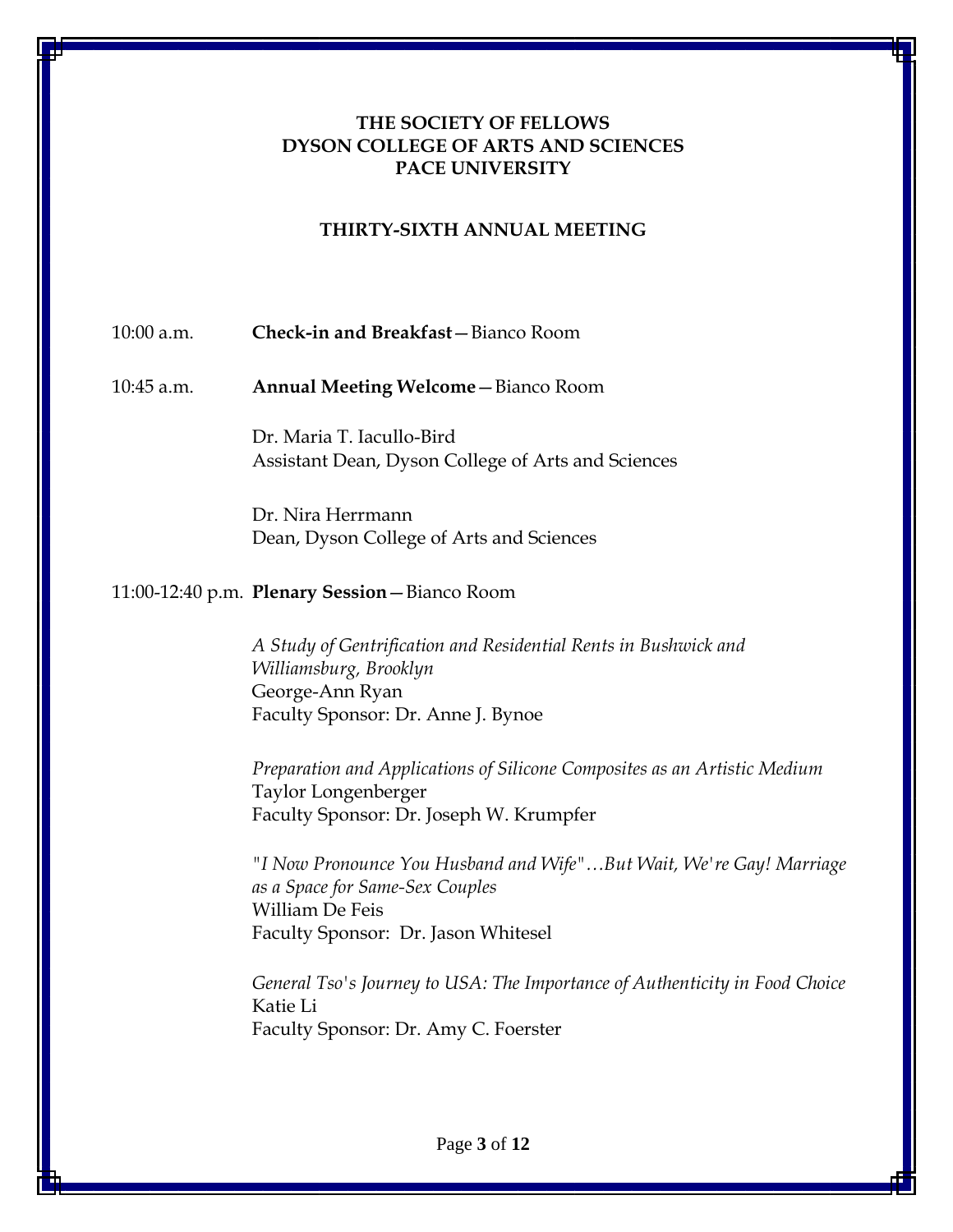**THE SOCIETY OF FELLOWS**
**DYSON COLLEGE OF ARTS AND SCIENCES**
**PACE UNIVERSITY**

**THIRTY-SIXTH ANNUAL MEETING**

10:00 a.m. **Check-in and Breakfast**—Bianco Room

10:45 a.m. **Annual Meeting Welcome**—Bianco Room

Dr. Maria T. Iacullo-Bird
Assistant Dean, Dyson College of Arts and Sciences

Dr. Nira Herrmann
Dean, Dyson College of Arts and Sciences

11:00-12:40 p.m. **Plenary Session**—Bianco Room

*A Study of Gentrification and Residential Rents in Bushwick and Williamsburg, Brooklyn*
George-Ann Ryan
Faculty Sponsor: Dr. Anne J. Bynoe

*Preparation and Applications of Silicone Composites as an Artistic Medium*
Taylor Longenberger
Faculty Sponsor: Dr. Joseph W. Krumpfer

*"I Now Pronounce You Husband and Wife"…But Wait, We're Gay! Marriage as a Space for Same-Sex Couples*
William De Feis
Faculty Sponsor: Dr. Jason Whitesel

*General Tso's Journey to USA: The Importance of Authenticity in Food Choice*
Katie Li
Faculty Sponsor: Dr. Amy C. Foerster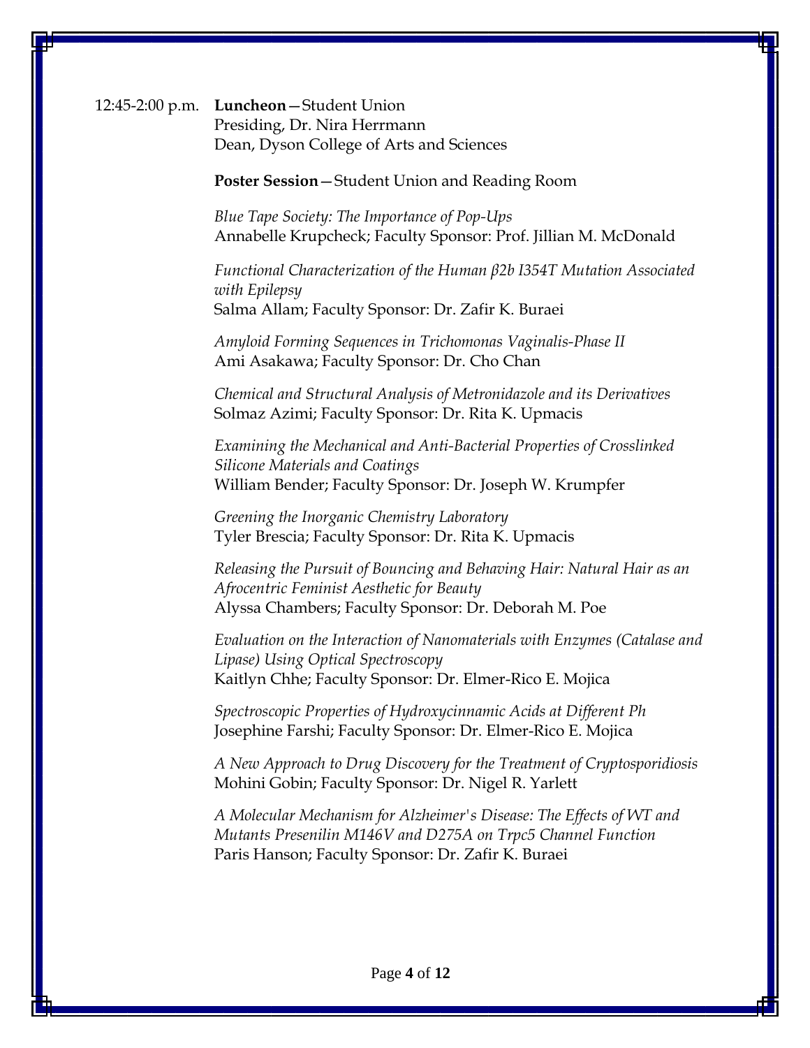12:45-2:00 p.m. **Luncheon**—Student Union
Presiding, Dr. Nira Herrmann
Dean, Dyson College of Arts and Sciences

**Poster Session**—Student Union and Reading Room

*Blue Tape Society: The Importance of Pop-Ups*
Annabelle Krupcheck; Faculty Sponsor: Prof. Jillian M. McDonald

*Functional Characterization of the Human β2b I354T Mutation Associated with Epilepsy*
Salma Allam; Faculty Sponsor: Dr. Zafir K. Buraei

*Amyloid Forming Sequences in Trichomonas Vaginalis-Phase II*
Ami Asakawa; Faculty Sponsor: Dr. Cho Chan

*Chemical and Structural Analysis of Metronidazole and its Derivatives*
Solmaz Azimi; Faculty Sponsor: Dr. Rita K. Upmacis

*Examining the Mechanical and Anti-Bacterial Properties of Crosslinked Silicone Materials and Coatings*
William Bender; Faculty Sponsor: Dr. Joseph W. Krumpfer

*Greening the Inorganic Chemistry Laboratory*
Tyler Brescia; Faculty Sponsor: Dr. Rita K. Upmacis

*Releasing the Pursuit of Bouncing and Behaving Hair: Natural Hair as an Afrocentric Feminist Aesthetic for Beauty*
Alyssa Chambers; Faculty Sponsor: Dr. Deborah M. Poe

*Evaluation on the Interaction of Nanomaterials with Enzymes (Catalase and Lipase) Using Optical Spectroscopy*
Kaitlyn Chhe; Faculty Sponsor: Dr. Elmer-Rico E. Mojica

*Spectroscopic Properties of Hydroxycinnamic Acids at Different Ph*
Josephine Farshi; Faculty Sponsor: Dr. Elmer-Rico E. Mojica

*A New Approach to Drug Discovery for the Treatment of Cryptosporidiosis*
Mohini Gobin; Faculty Sponsor: Dr. Nigel R. Yarlett

*A Molecular Mechanism for Alzheimer's Disease: The Effects of WT and Mutants Presenilin M146V and D275A on Trpc5 Channel Function*
Paris Hanson; Faculty Sponsor: Dr. Zafir K. Buraei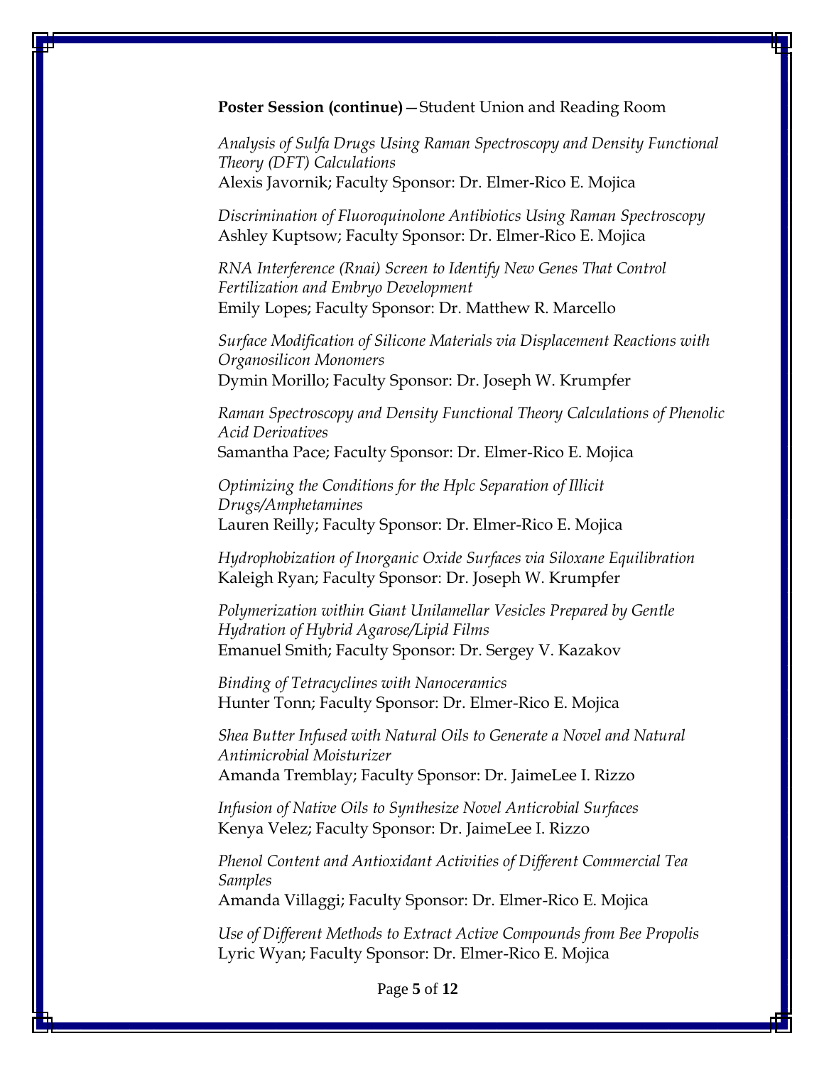**Poster Session (continue)**—Student Union and Reading Room

*Analysis of Sulfa Drugs Using Raman Spectroscopy and Density Functional Theory (DFT) Calculations*
Alexis Javornik; Faculty Sponsor: Dr. Elmer-Rico E. Mojica

*Discrimination of Fluoroquinolone Antibiotics Using Raman Spectroscopy*
Ashley Kuptsow; Faculty Sponsor: Dr. Elmer-Rico E. Mojica

*RNA Interference (Rnai) Screen to Identify New Genes That Control Fertilization and Embryo Development*
Emily Lopes; Faculty Sponsor: Dr. Matthew R. Marcello

*Surface Modification of Silicone Materials via Displacement Reactions with Organosilicon Monomers*
Dymin Morillo; Faculty Sponsor: Dr. Joseph W. Krumpfer

*Raman Spectroscopy and Density Functional Theory Calculations of Phenolic Acid Derivatives*
Samantha Pace; Faculty Sponsor: Dr. Elmer-Rico E. Mojica

*Optimizing the Conditions for the Hplc Separation of Illicit Drugs/Amphetamines*
Lauren Reilly; Faculty Sponsor: Dr. Elmer-Rico E. Mojica

*Hydrophobization of Inorganic Oxide Surfaces via Siloxane Equilibration*
Kaleigh Ryan; Faculty Sponsor: Dr. Joseph W. Krumpfer

*Polymerization within Giant Unilamellar Vesicles Prepared by Gentle Hydration of Hybrid Agarose/Lipid Films*
Emanuel Smith; Faculty Sponsor: Dr. Sergey V. Kazakov

*Binding of Tetracyclines with Nanoceramics*
Hunter Tonn; Faculty Sponsor: Dr. Elmer-Rico E. Mojica

*Shea Butter Infused with Natural Oils to Generate a Novel and Natural Antimicrobial Moisturizer*
Amanda Tremblay; Faculty Sponsor: Dr. JaimeLee I. Rizzo

*Infusion of Native Oils to Synthesize Novel Anticrobial Surfaces*
Kenya Velez; Faculty Sponsor: Dr. JaimeLee I. Rizzo

*Phenol Content and Antioxidant Activities of Different Commercial Tea Samples*
Amanda Villaggi; Faculty Sponsor: Dr. Elmer-Rico E. Mojica

*Use of Different Methods to Extract Active Compounds from Bee Propolis*
Lyric Wyan; Faculty Sponsor: Dr. Elmer-Rico E. Mojica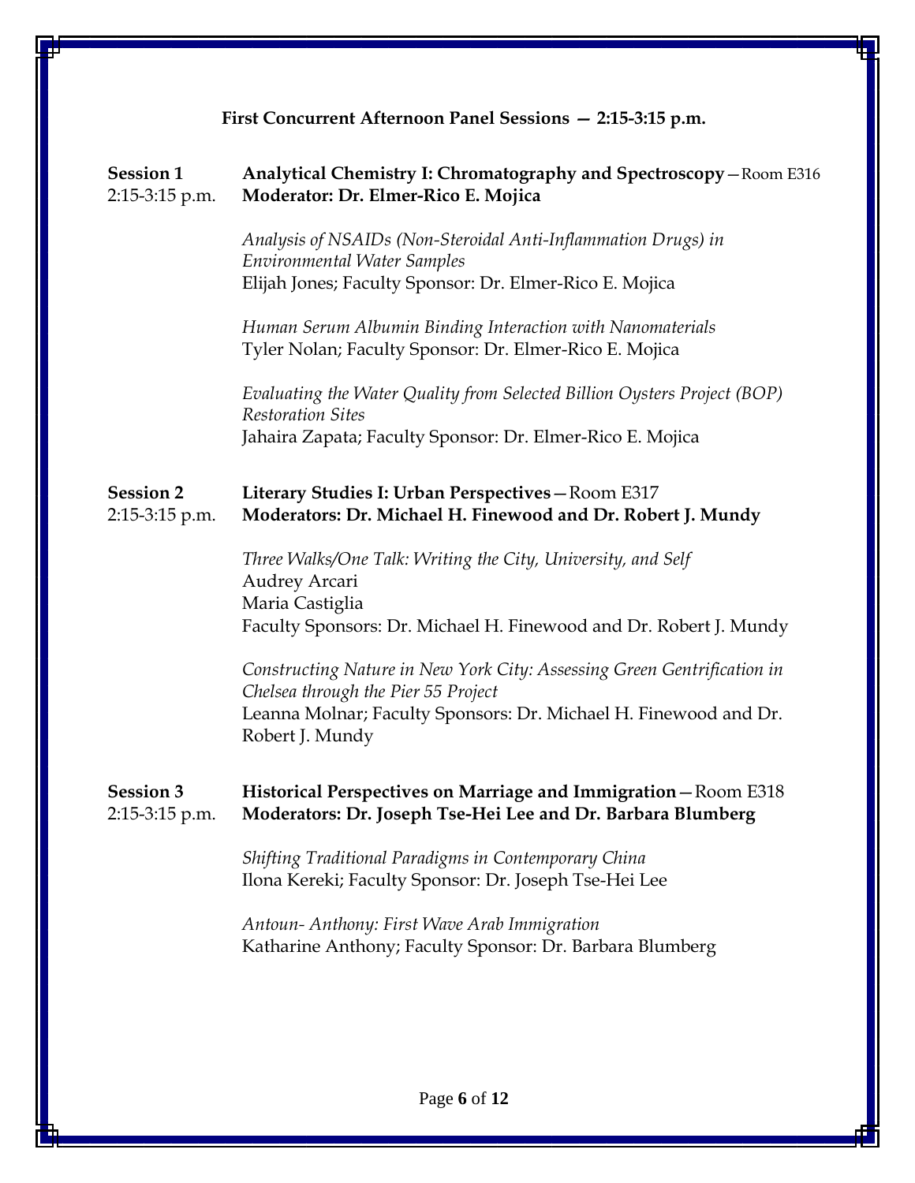## First Concurrent Afternoon Panel Sessions — 2:15-3:15 p.m.

**Session 1**
2:15-3:15 p.m.

**Analytical Chemistry I: Chromatography and Spectroscopy**—Room E316
**Moderator: Dr. Elmer-Rico E. Mojica**

*Analysis of NSAIDs (Non-Steroidal Anti-Inflammation Drugs) in Environmental Water Samples*
Elijah Jones; Faculty Sponsor: Dr. Elmer-Rico E. Mojica

*Human Serum Albumin Binding Interaction with Nanomaterials*
Tyler Nolan; Faculty Sponsor: Dr. Elmer-Rico E. Mojica

*Evaluating the Water Quality from Selected Billion Oysters Project (BOP) Restoration Sites*
Jahaira Zapata; Faculty Sponsor: Dr. Elmer-Rico E. Mojica

**Session 2**
2:15-3:15 p.m.

**Literary Studies I: Urban Perspectives**—Room E317
**Moderators: Dr. Michael H. Finewood and Dr. Robert J. Mundy**

*Three Walks/One Talk: Writing the City, University, and Self*
Audrey Arcari
Maria Castiglia
Faculty Sponsors: Dr. Michael H. Finewood and Dr. Robert J. Mundy

*Constructing Nature in New York City: Assessing Green Gentrification in Chelsea through the Pier 55 Project*
Leanna Molnar; Faculty Sponsors: Dr. Michael H. Finewood and Dr. Robert J. Mundy

**Session 3**
2:15-3:15 p.m.

**Historical Perspectives on Marriage and Immigration**—Room E318
**Moderators: Dr. Joseph Tse-Hei Lee and Dr. Barbara Blumberg**

*Shifting Traditional Paradigms in Contemporary China*
Ilona Kereki; Faculty Sponsor: Dr. Joseph Tse-Hei Lee

*Antoun- Anthony: First Wave Arab Immigration*
Katharine Anthony; Faculty Sponsor: Dr. Barbara Blumberg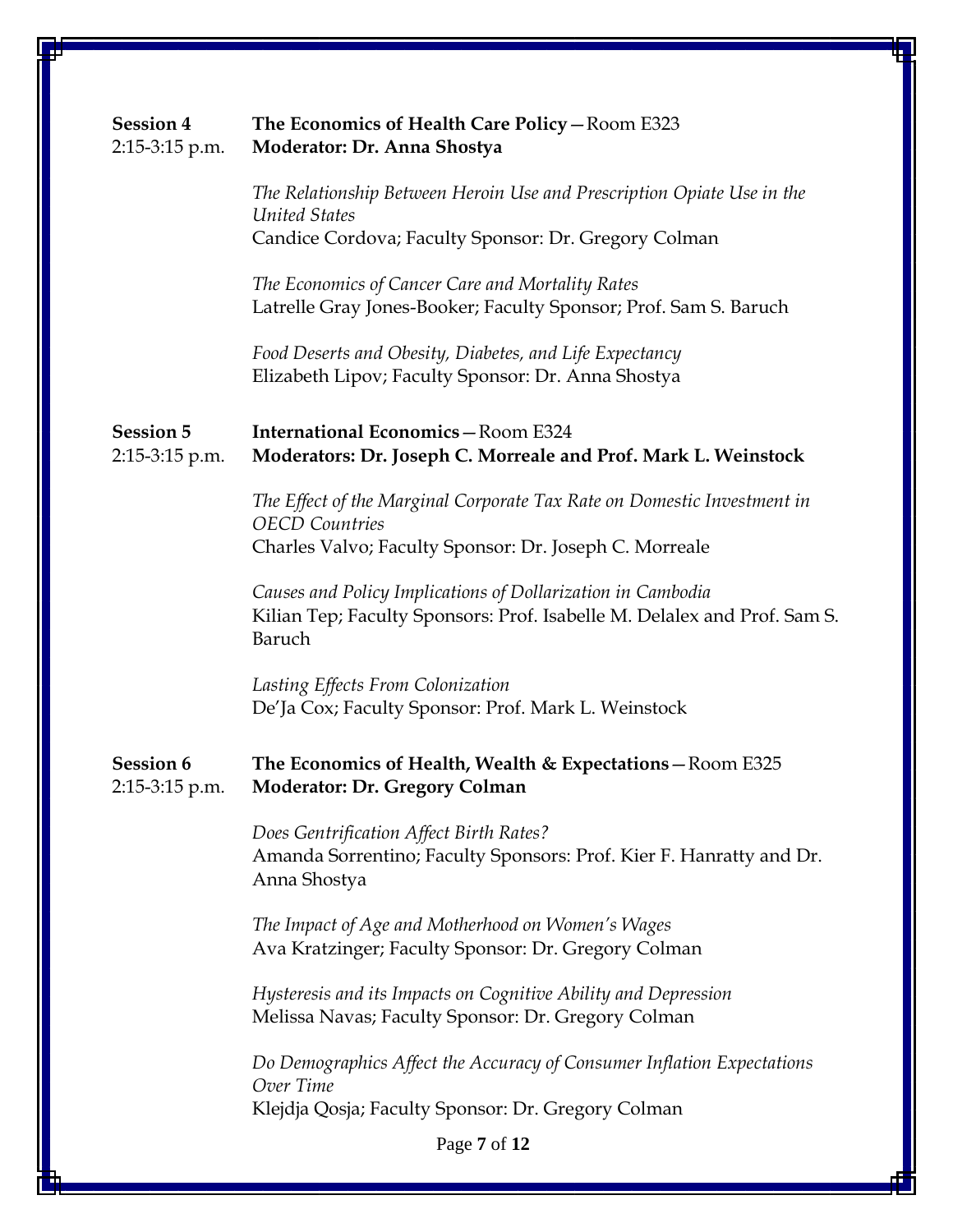**Session 4** 2:15-3:15 p.m.

**The Economics of Health Care Policy**—Room E323
**Moderator: Dr. Anna Shostya**

*The Relationship Between Heroin Use and Prescription Opiate Use in the United States*
Candice Cordova; Faculty Sponsor: Dr. Gregory Colman

*The Economics of Cancer Care and Mortality Rates*
Latrelle Gray Jones-Booker; Faculty Sponsor; Prof. Sam S. Baruch

*Food Deserts and Obesity, Diabetes, and Life Expectancy*
Elizabeth Lipov; Faculty Sponsor: Dr. Anna Shostya

**Session 5** 2:15-3:15 p.m.

**International Economics**—Room E324
**Moderators: Dr. Joseph C. Morreale and Prof. Mark L. Weinstock**

*The Effect of the Marginal Corporate Tax Rate on Domestic Investment in OECD Countries*
Charles Valvo; Faculty Sponsor: Dr. Joseph C. Morreale

*Causes and Policy Implications of Dollarization in Cambodia*
Kilian Tep; Faculty Sponsors: Prof. Isabelle M. Delalex and Prof. Sam S. Baruch

*Lasting Effects From Colonization*
De'Ja Cox; Faculty Sponsor: Prof. Mark L. Weinstock

**Session 6** 2:15-3:15 p.m.

**The Economics of Health, Wealth & Expectations**—Room E325
**Moderator: Dr. Gregory Colman**

*Does Gentrification Affect Birth Rates?*
Amanda Sorrentino; Faculty Sponsors: Prof. Kier F. Hanratty and Dr. Anna Shostya

*The Impact of Age and Motherhood on Women's Wages*
Ava Kratzinger; Faculty Sponsor: Dr. Gregory Colman

*Hysteresis and its Impacts on Cognitive Ability and Depression*
Melissa Navas; Faculty Sponsor: Dr. Gregory Colman

*Do Demographics Affect the Accuracy of Consumer Inflation Expectations Over Time*
Klejdja Qosja; Faculty Sponsor: Dr. Gregory Colman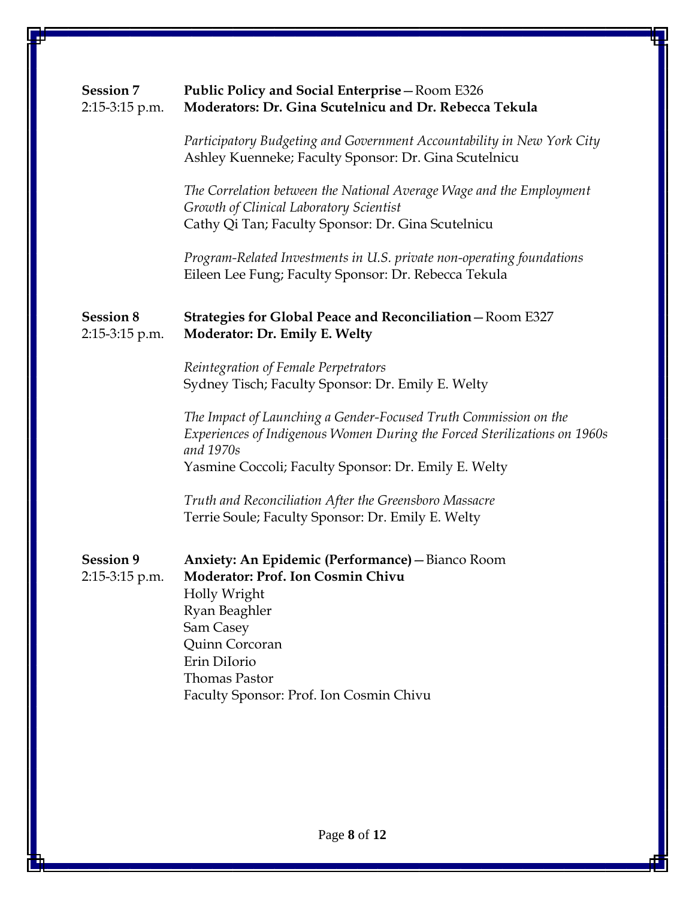**Session 7**
2:15-3:15 p.m.

**Public Policy and Social Enterprise**—Room E326
**Moderators: Dr. Gina Scutelnicu and Dr. Rebecca Tekula**

*Participatory Budgeting and Government Accountability in New York City*
Ashley Kuenneke; Faculty Sponsor: Dr. Gina Scutelnicu

*The Correlation between the National Average Wage and the Employment Growth of Clinical Laboratory Scientist*
Cathy Qi Tan; Faculty Sponsor: Dr. Gina Scutelnicu

*Program-Related Investments in U.S. private non-operating foundations*
Eileen Lee Fung; Faculty Sponsor: Dr. Rebecca Tekula

**Session 8**
2:15-3:15 p.m.

**Strategies for Global Peace and Reconciliation**—Room E327
**Moderator: Dr. Emily E. Welty**

*Reintegration of Female Perpetrators*
Sydney Tisch; Faculty Sponsor: Dr. Emily E. Welty

*The Impact of Launching a Gender-Focused Truth Commission on the Experiences of Indigenous Women During the Forced Sterilizations on 1960s and 1970s*
Yasmine Coccoli; Faculty Sponsor: Dr. Emily E. Welty

*Truth and Reconciliation After the Greensboro Massacre*
Terrie Soule; Faculty Sponsor: Dr. Emily E. Welty

**Session 9**
2:15-3:15 p.m.

**Anxiety: An Epidemic (Performance)**—Bianco Room
**Moderator: Prof. Ion Cosmin Chivu**
Holly Wright
Ryan Beaghler
Sam Casey
Quinn Corcoran
Erin DiIorio
Thomas Pastor
Faculty Sponsor: Prof. Ion Cosmin Chivu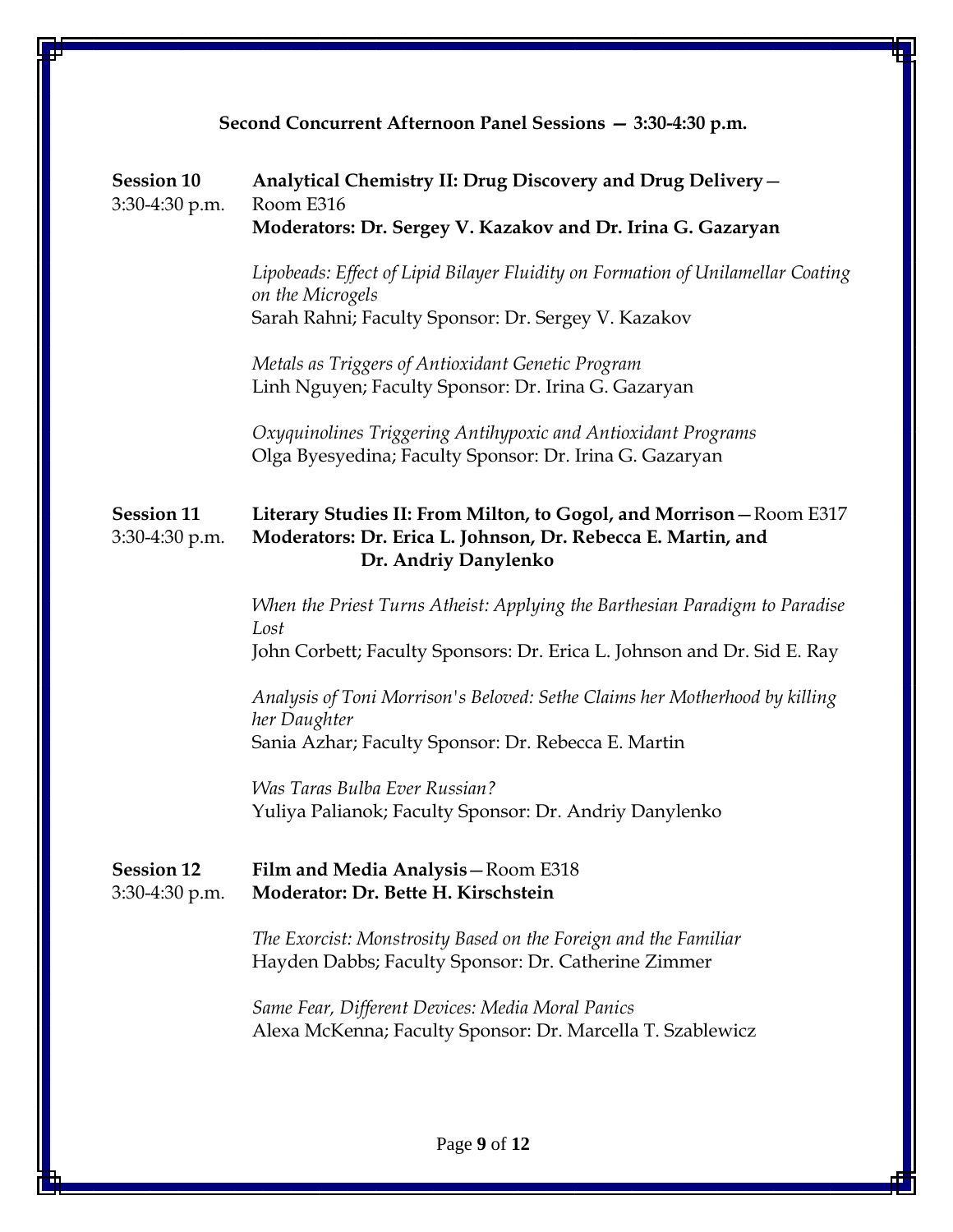## Second Concurrent Afternoon Panel Sessions — 3:30-4:30 p.m.

**Session 10**
3:30-4:30 p.m.

**Analytical Chemistry II: Drug Discovery and Drug Delivery**—Room E316
**Moderators: Dr. Sergey V. Kazakov and Dr. Irina G. Gazaryan**

*Lipobeads: Effect of Lipid Bilayer Fluidity on Formation of Unilamellar Coating on the Microgels*
Sarah Rahni; Faculty Sponsor: Dr. Sergey V. Kazakov

*Metals as Triggers of Antioxidant Genetic Program*
Linh Nguyen; Faculty Sponsor: Dr. Irina G. Gazaryan

*Oxyquinolines Triggering Antihypoxic and Antioxidant Programs*
Olga Byesyedina; Faculty Sponsor: Dr. Irina G. Gazaryan

**Session 11**
3:30-4:30 p.m.

**Literary Studies II: From Milton, to Gogol, and Morrison**—Room E317
**Moderators: Dr. Erica L. Johnson, Dr. Rebecca E. Martin, and Dr. Andriy Danylenko**

*When the Priest Turns Atheist: Applying the Barthesian Paradigm to Paradise Lost*
John Corbett; Faculty Sponsors: Dr. Erica L. Johnson and Dr. Sid E. Ray

*Analysis of Toni Morrison's Beloved: Sethe Claims her Motherhood by killing her Daughter*
Sania Azhar; Faculty Sponsor: Dr. Rebecca E. Martin

*Was Taras Bulba Ever Russian?*
Yuliya Palianok; Faculty Sponsor: Dr. Andriy Danylenko

**Session 12**
3:30-4:30 p.m.

**Film and Media Analysis**—Room E318
**Moderator: Dr. Bette H. Kirschstein**

*The Exorcist: Monstrosity Based on the Foreign and the Familiar*
Hayden Dabbs; Faculty Sponsor: Dr. Catherine Zimmer

*Same Fear, Different Devices: Media Moral Panics*
Alexa McKenna; Faculty Sponsor: Dr. Marcella T. Szablewicz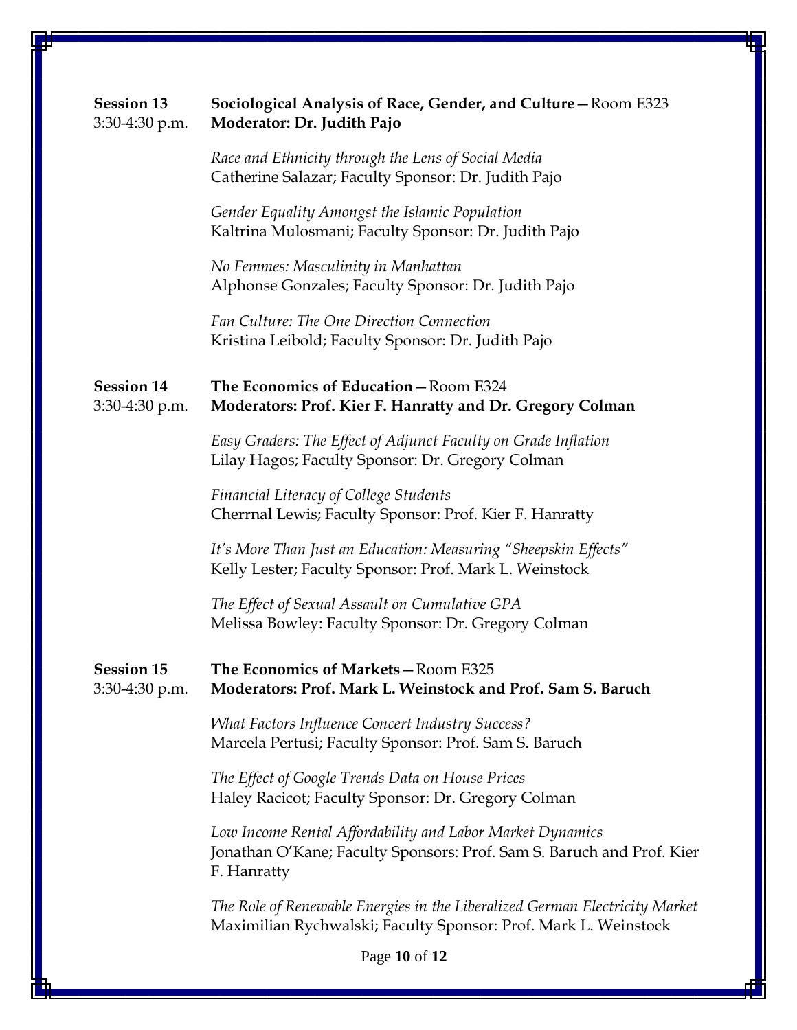**Session 13** 3:30-4:30 p.m.

**Sociological Analysis of Race, Gender, and Culture**—Room E323
**Moderator: Dr. Judith Pajo**

*Race and Ethnicity through the Lens of Social Media*
Catherine Salazar; Faculty Sponsor: Dr. Judith Pajo

*Gender Equality Amongst the Islamic Population*
Kaltrina Mulosmani; Faculty Sponsor: Dr. Judith Pajo

*No Femmes: Masculinity in Manhattan*
Alphonse Gonzales; Faculty Sponsor: Dr. Judith Pajo

*Fan Culture: The One Direction Connection*
Kristina Leibold; Faculty Sponsor: Dr. Judith Pajo

**Session 14** 3:30-4:30 p.m.

**The Economics of Education**—Room E324
**Moderators: Prof. Kier F. Hanratty and Dr. Gregory Colman**

*Easy Graders: The Effect of Adjunct Faculty on Grade Inflation*
Lilay Hagos; Faculty Sponsor: Dr. Gregory Colman

*Financial Literacy of College Students*
Cherrnal Lewis; Faculty Sponsor: Prof. Kier F. Hanratty

*It's More Than Just an Education: Measuring "Sheepskin Effects"*
Kelly Lester; Faculty Sponsor: Prof. Mark L. Weinstock

*The Effect of Sexual Assault on Cumulative GPA*
Melissa Bowley: Faculty Sponsor: Dr. Gregory Colman

**Session 15** 3:30-4:30 p.m.

**The Economics of Markets**—Room E325
**Moderators: Prof. Mark L. Weinstock and Prof. Sam S. Baruch**

*What Factors Influence Concert Industry Success?*
Marcela Pertusi; Faculty Sponsor: Prof. Sam S. Baruch

*The Effect of Google Trends Data on House Prices*
Haley Racicot; Faculty Sponsor: Dr. Gregory Colman

*Low Income Rental Affordability and Labor Market Dynamics*
Jonathan O'Kane; Faculty Sponsors: Prof. Sam S. Baruch and Prof. Kier F. Hanratty

*The Role of Renewable Energies in the Liberalized German Electricity Market*
Maximilian Rychwalski; Faculty Sponsor: Prof. Mark L. Weinstock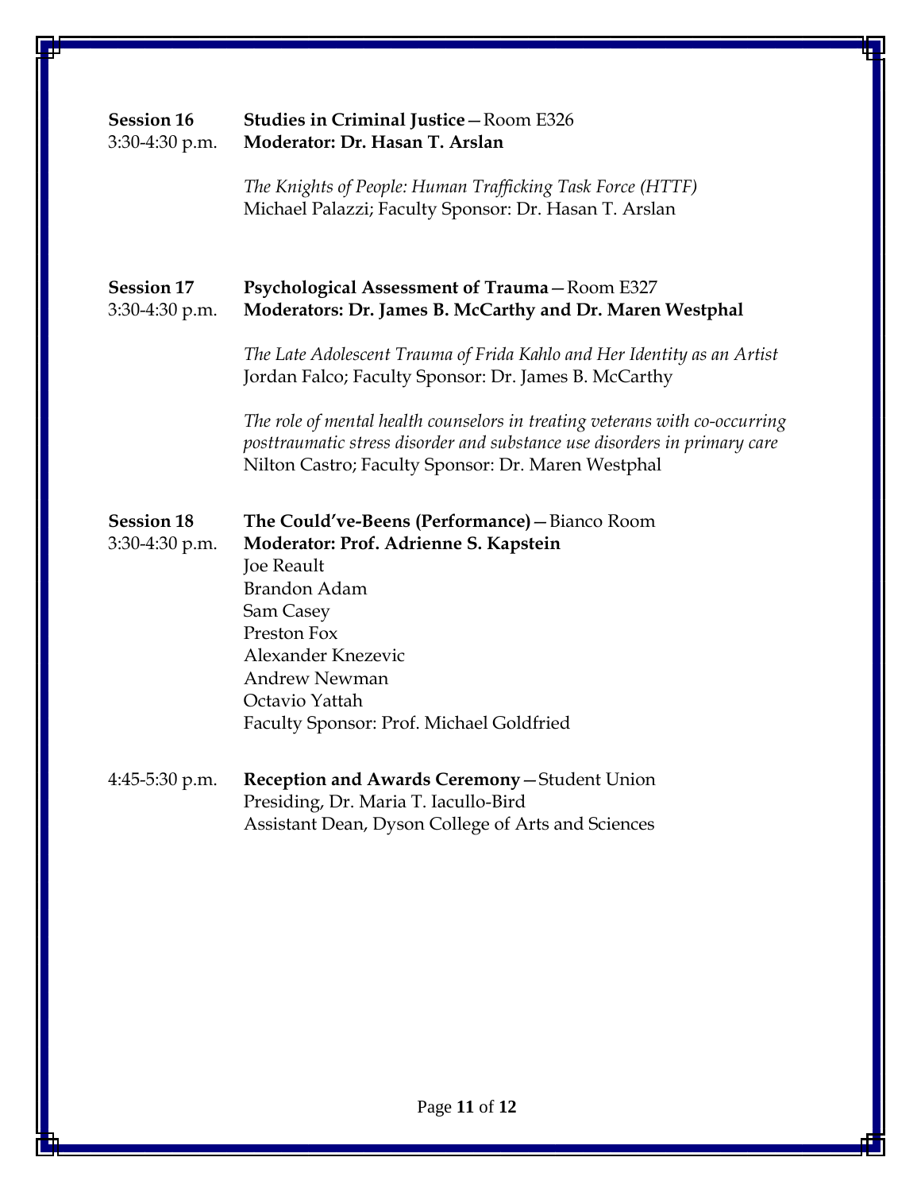**Session 16** 
3:30-4:30 p.m.

**Studies in Criminal Justice**—Room E326 
**Moderator: Dr. Hasan T. Arslan**

*The Knights of People: Human Trafficking Task Force (HTTF)* 
Michael Palazzi; Faculty Sponsor: Dr. Hasan T. Arslan

**Session 17** 
3:30-4:30 p.m.

**Psychological Assessment of Trauma**—Room E327 
**Moderators: Dr. James B. McCarthy and Dr. Maren Westphal**

*The Late Adolescent Trauma of Frida Kahlo and Her Identity as an Artist* 
Jordan Falco; Faculty Sponsor: Dr. James B. McCarthy

*The role of mental health counselors in treating veterans with co-occurring posttraumatic stress disorder and substance use disorders in primary care* 
Nilton Castro; Faculty Sponsor: Dr. Maren Westphal

**Session 18** 
3:30-4:30 p.m.

**The Could've-Beens (Performance)**—Bianco Room 
**Moderator: Prof. Adrienne S. Kapstein** 
Joe Reault 
Brandon Adam 
Sam Casey 
Preston Fox 
Alexander Knezevic 
Andrew Newman 
Octavio Yattah 
Faculty Sponsor: Prof. Michael Goldfried

4:45-5:30 p.m.

**Reception and Awards Ceremony**—Student Union 
Presiding, Dr. Maria T. Iacullo-Bird 
Assistant Dean, Dyson College of Arts and Sciences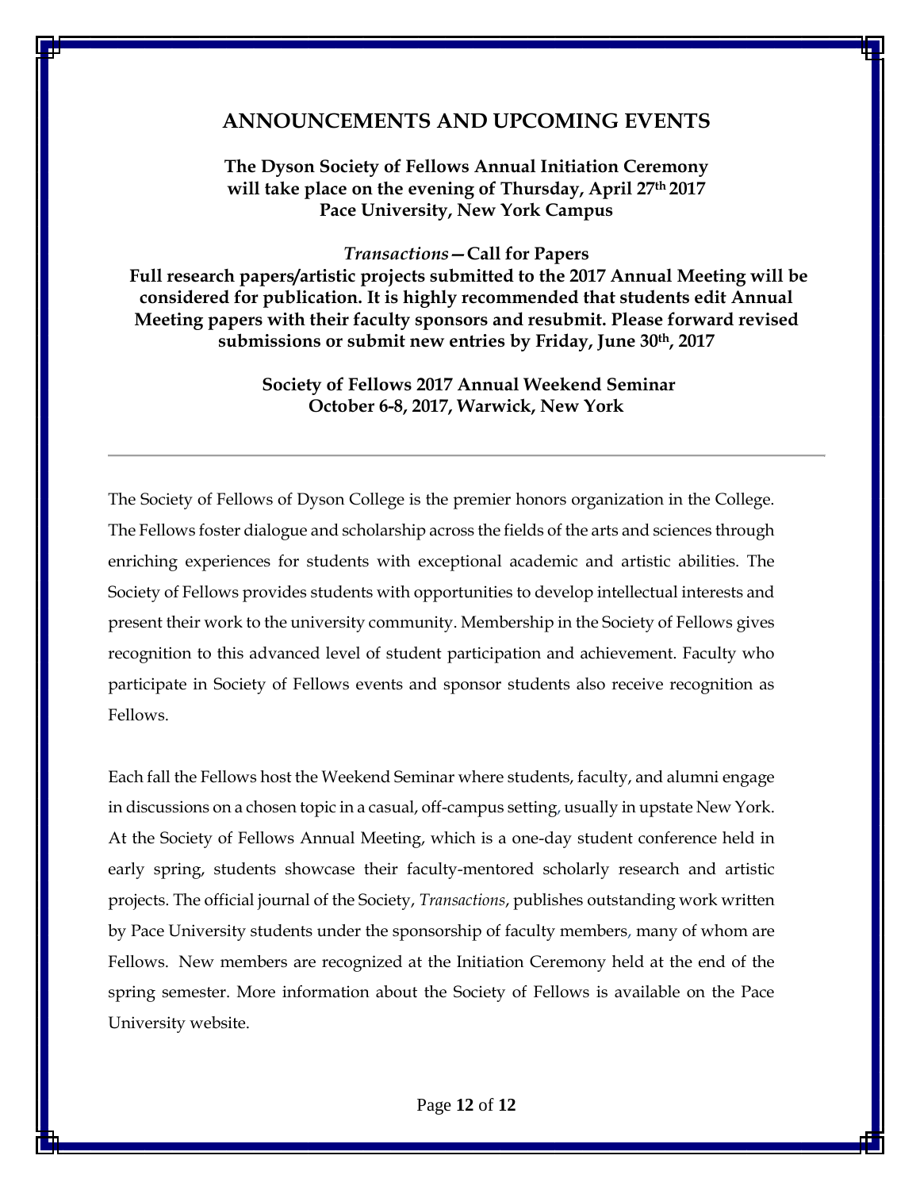## ANNOUNCEMENTS AND UPCOMING EVENTS

**The Dyson Society of Fellows Annual Initiation Ceremony will take place on the evening of Thursday, April 27th 2017 Pace University, New York Campus**

***Transactions*—Call for Papers**
**Full research papers/artistic projects submitted to the 2017 Annual Meeting will be considered for publication. It is highly recommended that students edit Annual Meeting papers with their faculty sponsors and resubmit. Please forward revised submissions or submit new entries by Friday, June 30th, 2017**

**Society of Fellows 2017 Annual Weekend Seminar**
**October 6-8, 2017, Warwick, New York**

---

The Society of Fellows of Dyson College is the premier honors organization in the College. The Fellows foster dialogue and scholarship across the fields of the arts and sciences through enriching experiences for students with exceptional academic and artistic abilities. The Society of Fellows provides students with opportunities to develop intellectual interests and present their work to the university community. Membership in the Society of Fellows gives recognition to this advanced level of student participation and achievement. Faculty who participate in Society of Fellows events and sponsor students also receive recognition as Fellows.

Each fall the Fellows host the Weekend Seminar where students, faculty, and alumni engage in discussions on a chosen topic in a casual, off-campus setting, usually in upstate New York. At the Society of Fellows Annual Meeting, which is a one-day student conference held in early spring, students showcase their faculty-mentored scholarly research and artistic projects. The official journal of the Society, *Transactions*, publishes outstanding work written by Pace University students under the sponsorship of faculty members, many of whom are Fellows. New members are recognized at the Initiation Ceremony held at the end of the spring semester. More information about the Society of Fellows is available on the Pace University website.